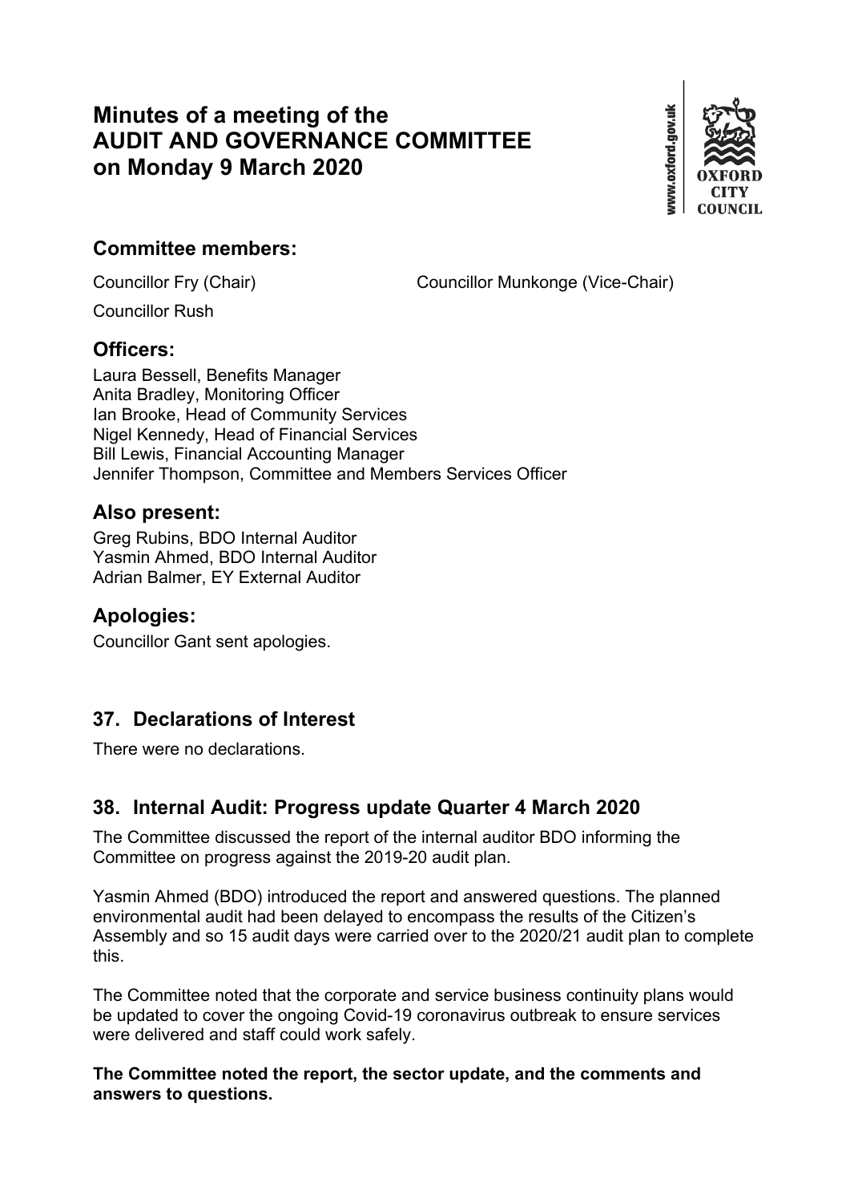# Minutes of a meeting of the AUDIT AND GOVERNANCE COMMITTEE on Monday 9 March 2020

## Committee members:

Councillor Fry (Chair)

Councillor Munkonge (Vice-Chair)

Councillor Rush

## Officers:

Laura Bessell, Benefits Manager
Anita Bradley, Monitoring Officer
Ian Brooke, Head of Community Services
Nigel Kennedy, Head of Financial Services
Bill Lewis, Financial Accounting Manager
Jennifer Thompson, Committee and Members Services Officer

## Also present:

Greg Rubins, BDO Internal Auditor
Yasmin Ahmed, BDO Internal Auditor
Adrian Balmer, EY External Auditor

## Apologies:

Councillor Gant sent apologies.

## 37. Declarations of Interest

There were no declarations.

## 38. Internal Audit: Progress update Quarter 4 March 2020

The Committee discussed the report of the internal auditor BDO informing the Committee on progress against the 2019-20 audit plan.

Yasmin Ahmed (BDO) introduced the report and answered questions. The planned environmental audit had been delayed to encompass the results of the Citizen's Assembly and so 15 audit days were carried over to the 2020/21 audit plan to complete this.

The Committee noted that the corporate and service business continuity plans would be updated to cover the ongoing Covid-19 coronavirus outbreak to ensure services were delivered and staff could work safely.

**The Committee noted the report, the sector update, and the comments and answers to questions.**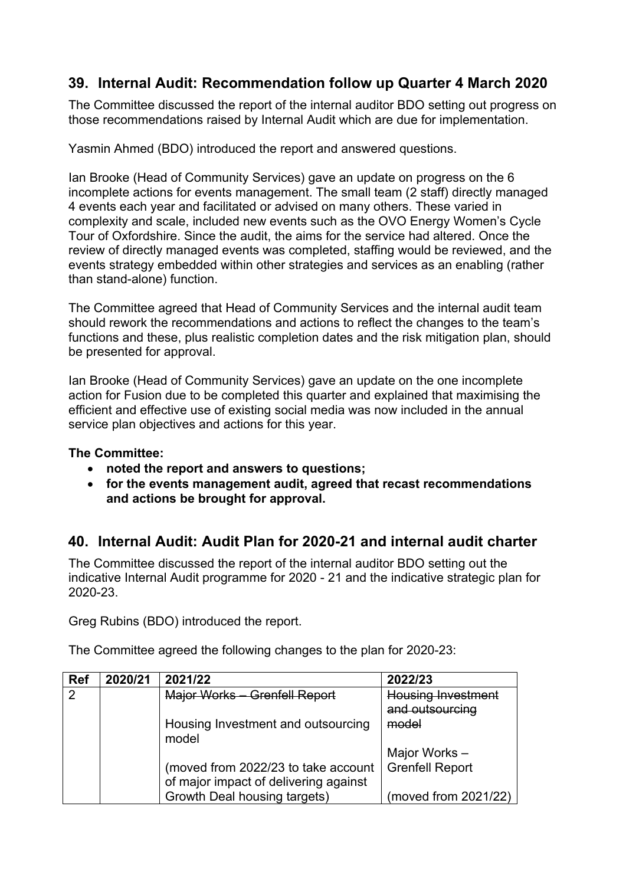## 39. Internal Audit: Recommendation follow up Quarter 4 March 2020

The Committee discussed the report of the internal auditor BDO setting out progress on those recommendations raised by Internal Audit which are due for implementation.

Yasmin Ahmed (BDO) introduced the report and answered questions.

Ian Brooke (Head of Community Services) gave an update on progress on the 6 incomplete actions for events management. The small team (2 staff) directly managed 4 events each year and facilitated or advised on many others. These varied in complexity and scale, included new events such as the OVO Energy Women's Cycle Tour of Oxfordshire. Since the audit, the aims for the service had altered. Once the review of directly managed events was completed, staffing would be reviewed, and the events strategy embedded within other strategies and services as an enabling (rather than stand-alone) function.

The Committee agreed that Head of Community Services and the internal audit team should rework the recommendations and actions to reflect the changes to the team's functions and these, plus realistic completion dates and the risk mitigation plan, should be presented for approval.

Ian Brooke (Head of Community Services) gave an update on the one incomplete action for Fusion due to be completed this quarter and explained that maximising the efficient and effective use of existing social media was now included in the annual service plan objectives and actions for this year.

**The Committee:**

- **noted the report and answers to questions;**
- **for the events management audit, agreed that recast recommendations and actions be brought for approval.**

## 40. Internal Audit: Audit Plan for 2020-21 and internal audit charter

The Committee discussed the report of the internal auditor BDO setting out the indicative Internal Audit programme for 2020 - 21 and the indicative strategic plan for 2020-23.

Greg Rubins (BDO) introduced the report.

The Committee agreed the following changes to the plan for 2020-23:

| Ref | 2020/21 | 2021/22 | 2022/23 |
|---|---|---|---|
| 2 | | ~~Major Works – Grenfell Report~~<br><br>Housing Investment and outsourcing model<br><br>(moved from 2022/23 to take account of major impact of delivering against Growth Deal housing targets) | ~~Housing Investment and outsourcing model~~<br><br>Major Works – Grenfell Report<br><br>(moved from 2021/22) |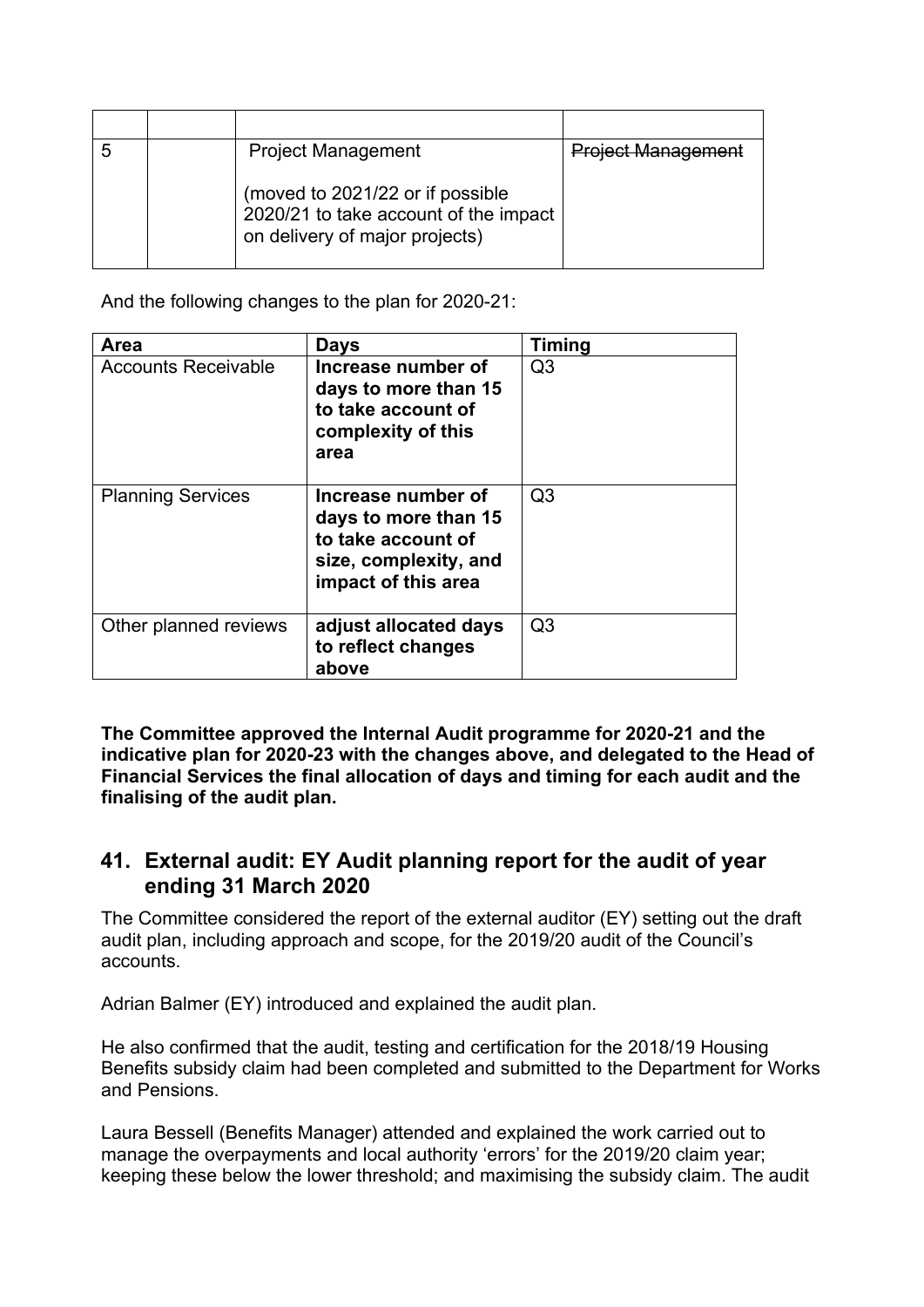| | | | |
|---|---|---|---|
| 5 | | Project Management<br><br>(moved to 2021/22 or if possible 2020/21 to take account of the impact on delivery of major projects) | ~~Project Management~~ |

And the following changes to the plan for 2020-21:

| **Area** | **Days** | **Timing** |
|---|---|---|
| Accounts Receivable | **Increase number of days to more than 15 to take account of complexity of this area** | Q3 |
| Planning Services | **Increase number of days to more than 15 to take account of size, complexity, and impact of this area** | Q3 |
| Other planned reviews | **adjust allocated days to reflect changes above** | Q3 |

**The Committee approved the Internal Audit programme for 2020-21 and the indicative plan for 2020-23 with the changes above, and delegated to the Head of Financial Services the final allocation of days and timing for each audit and the finalising of the audit plan.**

## 41. External audit: EY Audit planning report for the audit of year ending 31 March 2020

The Committee considered the report of the external auditor (EY) setting out the draft audit plan, including approach and scope, for the 2019/20 audit of the Council's accounts.

Adrian Balmer (EY) introduced and explained the audit plan.

He also confirmed that the audit, testing and certification for the 2018/19 Housing Benefits subsidy claim had been completed and submitted to the Department for Works and Pensions.

Laura Bessell (Benefits Manager) attended and explained the work carried out to manage the overpayments and local authority 'errors' for the 2019/20 claim year; keeping these below the lower threshold; and maximising the subsidy claim. The audit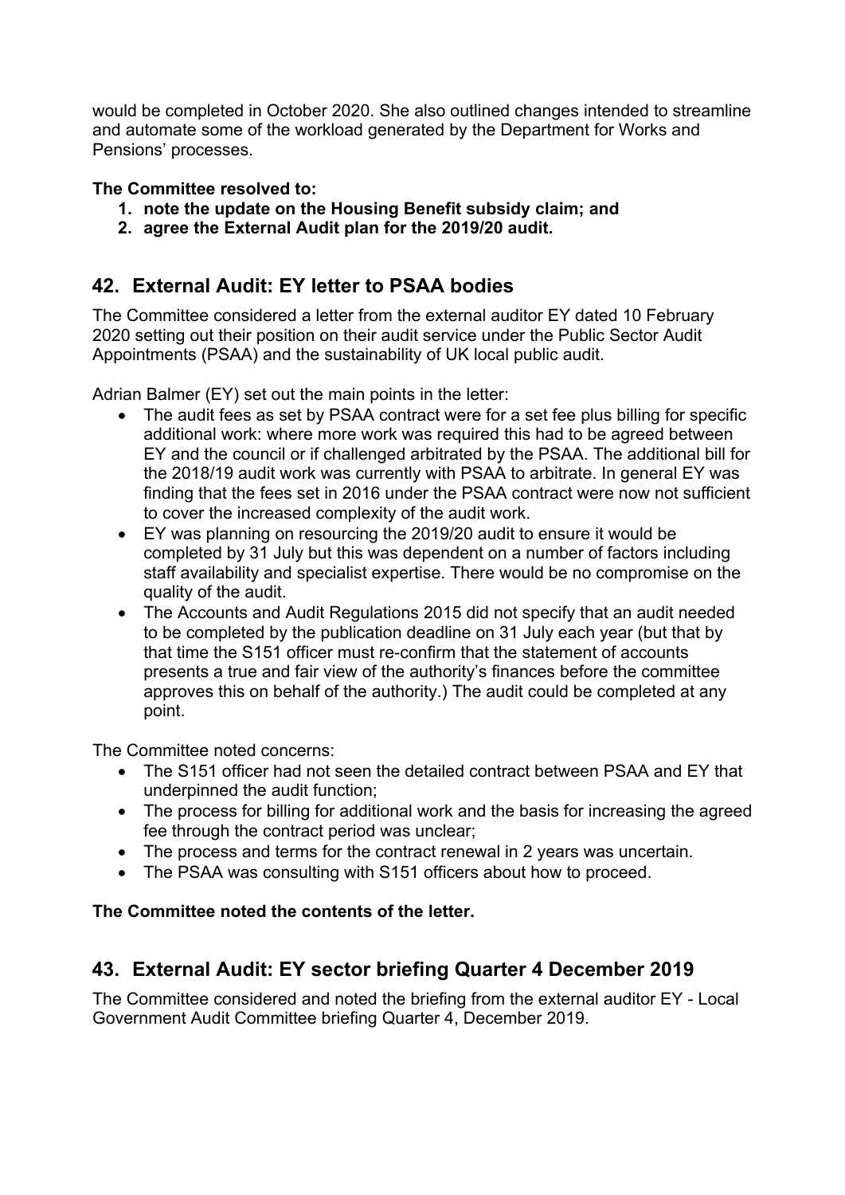would be completed in October 2020. She also outlined changes intended to streamline and automate some of the workload generated by the Department for Works and Pensions' processes.

**The Committee resolved to:**

1. **note the update on the Housing Benefit subsidy claim; and**
2. **agree the External Audit plan for the 2019/20 audit.**

## 42. External Audit: EY letter to PSAA bodies

The Committee considered a letter from the external auditor EY dated 10 February 2020 setting out their position on their audit service under the Public Sector Audit Appointments (PSAA) and the sustainability of UK local public audit.

Adrian Balmer (EY) set out the main points in the letter:

- The audit fees as set by PSAA contract were for a set fee plus billing for specific additional work: where more work was required this had to be agreed between EY and the council or if challenged arbitrated by the PSAA. The additional bill for the 2018/19 audit work was currently with PSAA to arbitrate. In general EY was finding that the fees set in 2016 under the PSAA contract were now not sufficient to cover the increased complexity of the audit work.
- EY was planning on resourcing the 2019/20 audit to ensure it would be completed by 31 July but this was dependent on a number of factors including staff availability and specialist expertise. There would be no compromise on the quality of the audit.
- The Accounts and Audit Regulations 2015 did not specify that an audit needed to be completed by the publication deadline on 31 July each year (but that by that time the S151 officer must re-confirm that the statement of accounts presents a true and fair view of the authority's finances before the committee approves this on behalf of the authority.) The audit could be completed at any point.

The Committee noted concerns:

- The S151 officer had not seen the detailed contract between PSAA and EY that underpinned the audit function;
- The process for billing for additional work and the basis for increasing the agreed fee through the contract period was unclear;
- The process and terms for the contract renewal in 2 years was uncertain.
- The PSAA was consulting with S151 officers about how to proceed.

**The Committee noted the contents of the letter.**

## 43. External Audit: EY sector briefing Quarter 4 December 2019

The Committee considered and noted the briefing from the external auditor EY - Local Government Audit Committee briefing Quarter 4, December 2019.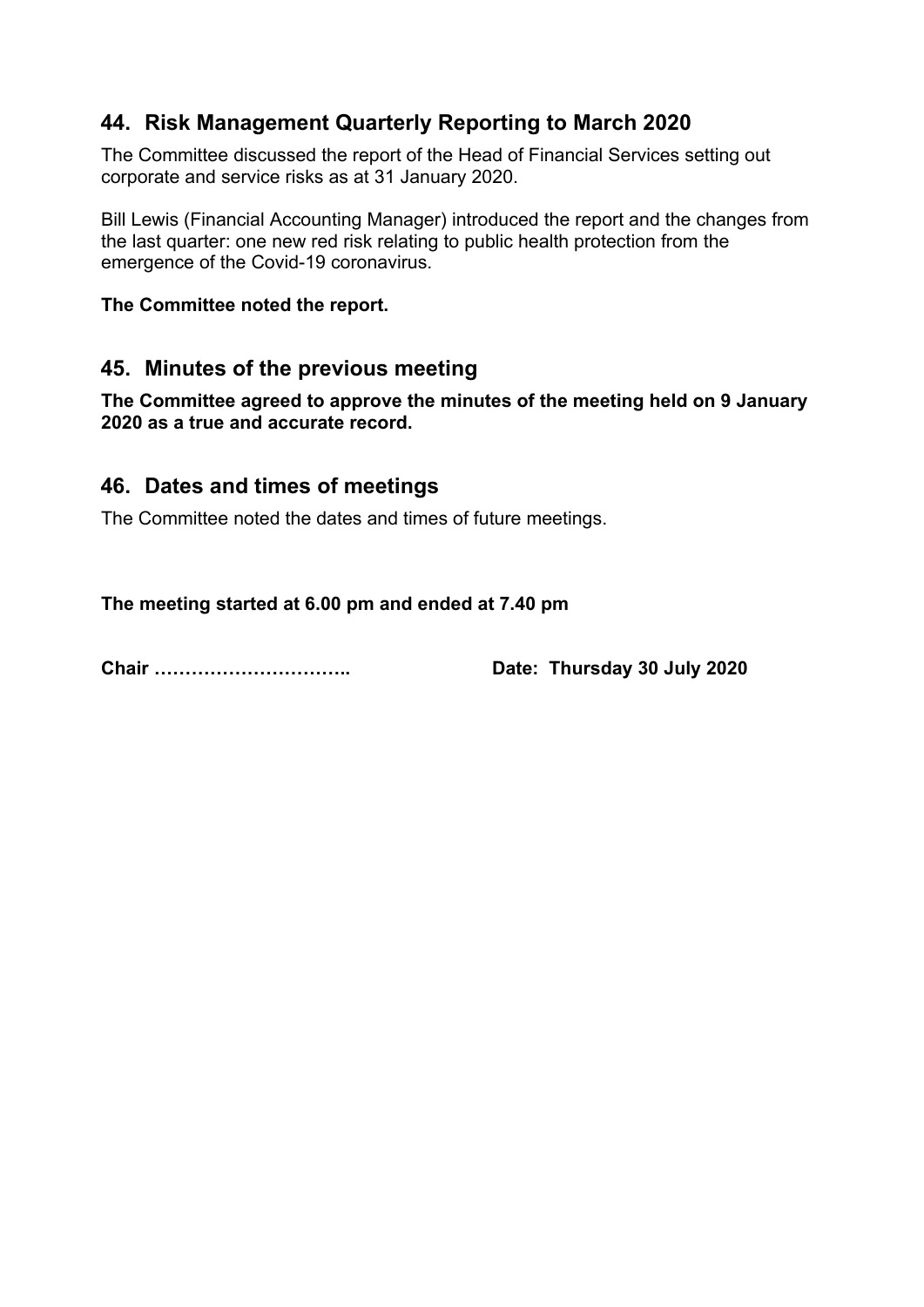## 44. Risk Management Quarterly Reporting to March 2020

The Committee discussed the report of the Head of Financial Services setting out corporate and service risks as at 31 January 2020.

Bill Lewis (Financial Accounting Manager) introduced the report and the changes from the last quarter: one new red risk relating to public health protection from the emergence of the Covid-19 coronavirus.

**The Committee noted the report.**

## 45. Minutes of the previous meeting

**The Committee agreed to approve the minutes of the meeting held on 9 January 2020 as a true and accurate record.**

## 46. Dates and times of meetings

The Committee noted the dates and times of future meetings.

**The meeting started at 6.00 pm and ended at 7.40 pm**

**Chair …………………………..** **Date: Thursday 30 July 2020**